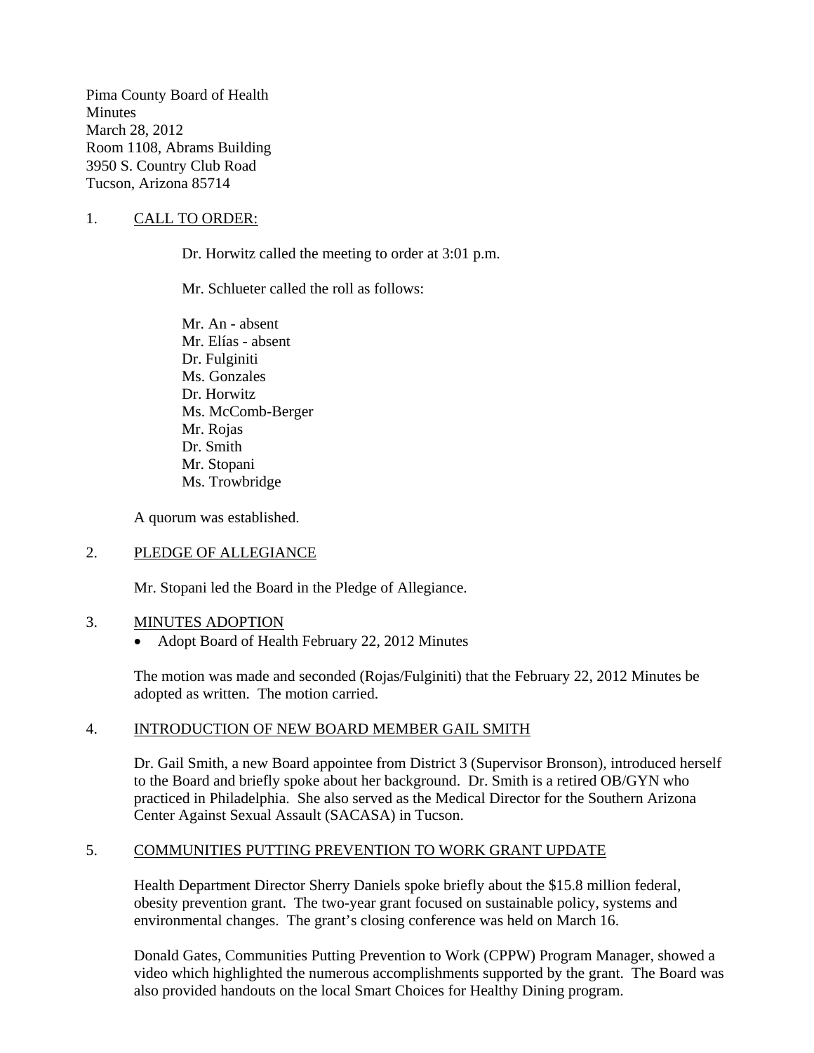Pima County Board of Health
Minutes
March 28, 2012
Room 1108, Abrams Building
3950 S. Country Club Road
Tucson, Arizona 85714

1. CALL TO ORDER:

Dr. Horwitz called the meeting to order at 3:01 p.m.

Mr. Schlueter called the roll as follows:

Mr. An - absent
Mr. Elías - absent
Dr. Fulginiti
Ms. Gonzales
Dr. Horwitz
Ms. McComb-Berger
Mr. Rojas
Dr. Smith
Mr. Stopani
Ms. Trowbridge

A quorum was established.

2. PLEDGE OF ALLEGIANCE

Mr. Stopani led the Board in the Pledge of Allegiance.

3. MINUTES ADOPTION

- Adopt Board of Health February 22, 2012 Minutes

The motion was made and seconded (Rojas/Fulginiti) that the February 22, 2012 Minutes be adopted as written. The motion carried.

4. INTRODUCTION OF NEW BOARD MEMBER GAIL SMITH

Dr. Gail Smith, a new Board appointee from District 3 (Supervisor Bronson), introduced herself to the Board and briefly spoke about her background. Dr. Smith is a retired OB/GYN who practiced in Philadelphia. She also served as the Medical Director for the Southern Arizona Center Against Sexual Assault (SACASA) in Tucson.

5. COMMUNITIES PUTTING PREVENTION TO WORK GRANT UPDATE

Health Department Director Sherry Daniels spoke briefly about the $15.8 million federal, obesity prevention grant. The two-year grant focused on sustainable policy, systems and environmental changes. The grant's closing conference was held on March 16.

Donald Gates, Communities Putting Prevention to Work (CPPW) Program Manager, showed a video which highlighted the numerous accomplishments supported by the grant. The Board was also provided handouts on the local Smart Choices for Healthy Dining program.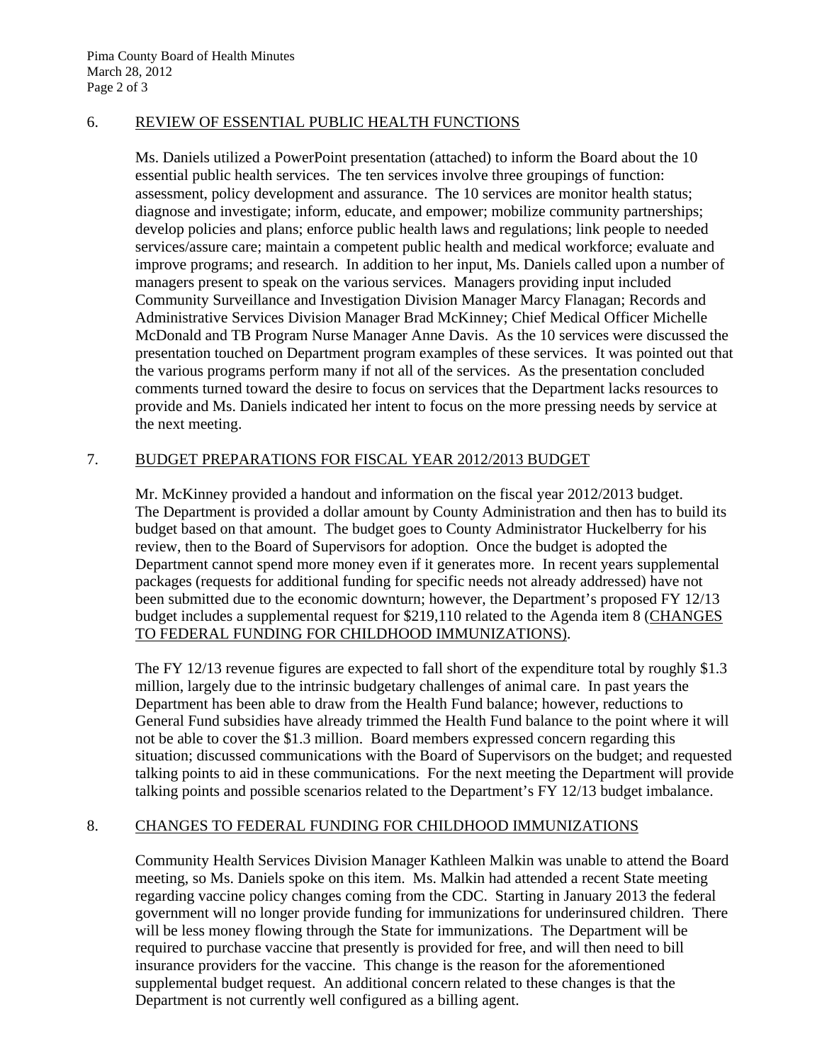## 6. REVIEW OF ESSENTIAL PUBLIC HEALTH FUNCTIONS

Ms. Daniels utilized a PowerPoint presentation (attached) to inform the Board about the 10 essential public health services. The ten services involve three groupings of function: assessment, policy development and assurance. The 10 services are monitor health status; diagnose and investigate; inform, educate, and empower; mobilize community partnerships; develop policies and plans; enforce public health laws and regulations; link people to needed services/assure care; maintain a competent public health and medical workforce; evaluate and improve programs; and research. In addition to her input, Ms. Daniels called upon a number of managers present to speak on the various services. Managers providing input included Community Surveillance and Investigation Division Manager Marcy Flanagan; Records and Administrative Services Division Manager Brad McKinney; Chief Medical Officer Michelle McDonald and TB Program Nurse Manager Anne Davis. As the 10 services were discussed the presentation touched on Department program examples of these services. It was pointed out that the various programs perform many if not all of the services. As the presentation concluded comments turned toward the desire to focus on services that the Department lacks resources to provide and Ms. Daniels indicated her intent to focus on the more pressing needs by service at the next meeting.

## 7. BUDGET PREPARATIONS FOR FISCAL YEAR 2012/2013 BUDGET

Mr. McKinney provided a handout and information on the fiscal year 2012/2013 budget. The Department is provided a dollar amount by County Administration and then has to build its budget based on that amount. The budget goes to County Administrator Huckelberry for his review, then to the Board of Supervisors for adoption. Once the budget is adopted the Department cannot spend more money even if it generates more. In recent years supplemental packages (requests for additional funding for specific needs not already addressed) have not been submitted due to the economic downturn; however, the Department's proposed FY 12/13 budget includes a supplemental request for $219,110 related to the Agenda item 8 (CHANGES TO FEDERAL FUNDING FOR CHILDHOOD IMMUNIZATIONS).

The FY 12/13 revenue figures are expected to fall short of the expenditure total by roughly $1.3 million, largely due to the intrinsic budgetary challenges of animal care. In past years the Department has been able to draw from the Health Fund balance; however, reductions to General Fund subsidies have already trimmed the Health Fund balance to the point where it will not be able to cover the $1.3 million. Board members expressed concern regarding this situation; discussed communications with the Board of Supervisors on the budget; and requested talking points to aid in these communications. For the next meeting the Department will provide talking points and possible scenarios related to the Department's FY 12/13 budget imbalance.

## 8. CHANGES TO FEDERAL FUNDING FOR CHILDHOOD IMMUNIZATIONS

Community Health Services Division Manager Kathleen Malkin was unable to attend the Board meeting, so Ms. Daniels spoke on this item. Ms. Malkin had attended a recent State meeting regarding vaccine policy changes coming from the CDC. Starting in January 2013 the federal government will no longer provide funding for immunizations for underinsured children. There will be less money flowing through the State for immunizations. The Department will be required to purchase vaccine that presently is provided for free, and will then need to bill insurance providers for the vaccine. This change is the reason for the aforementioned supplemental budget request. An additional concern related to these changes is that the Department is not currently well configured as a billing agent.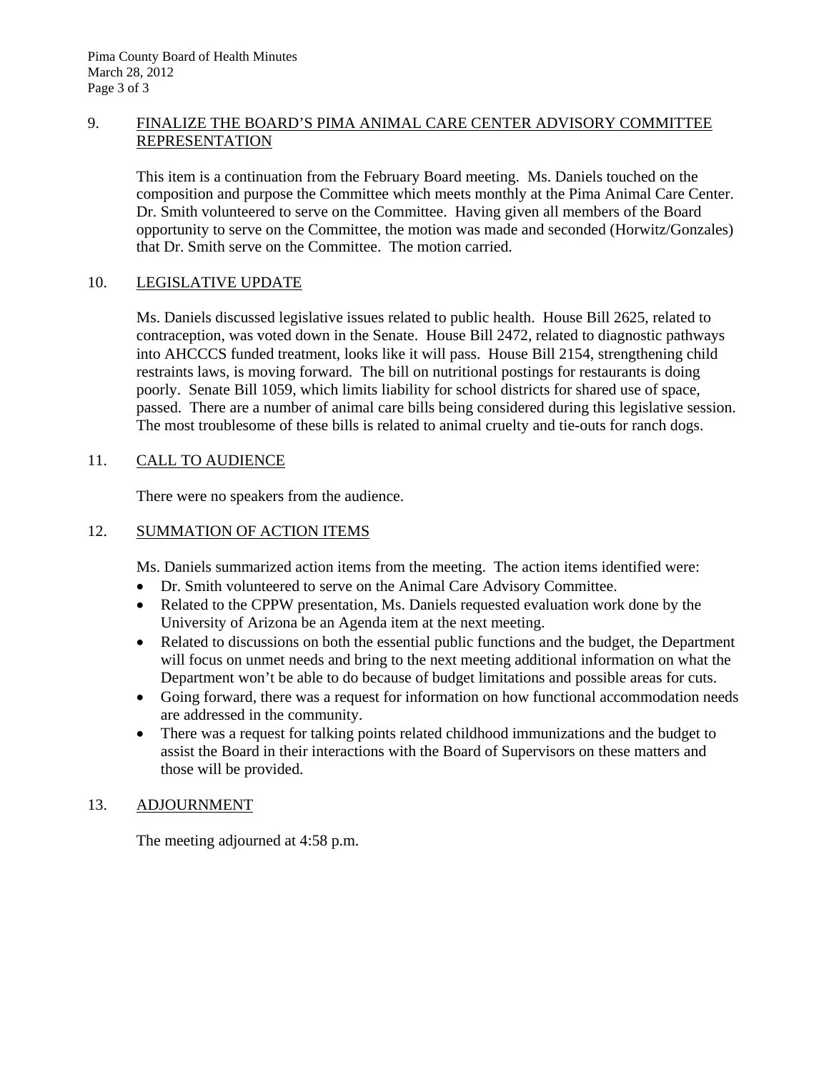## 9. FINALIZE THE BOARD'S PIMA ANIMAL CARE CENTER ADVISORY COMMITTEE REPRESENTATION

This item is a continuation from the February Board meeting. Ms. Daniels touched on the composition and purpose the Committee which meets monthly at the Pima Animal Care Center. Dr. Smith volunteered to serve on the Committee. Having given all members of the Board opportunity to serve on the Committee, the motion was made and seconded (Horwitz/Gonzales) that Dr. Smith serve on the Committee. The motion carried.

## 10. LEGISLATIVE UPDATE

Ms. Daniels discussed legislative issues related to public health. House Bill 2625, related to contraception, was voted down in the Senate. House Bill 2472, related to diagnostic pathways into AHCCCS funded treatment, looks like it will pass. House Bill 2154, strengthening child restraints laws, is moving forward. The bill on nutritional postings for restaurants is doing poorly. Senate Bill 1059, which limits liability for school districts for shared use of space, passed. There are a number of animal care bills being considered during this legislative session. The most troublesome of these bills is related to animal cruelty and tie-outs for ranch dogs.

## 11. CALL TO AUDIENCE

There were no speakers from the audience.

## 12. SUMMATION OF ACTION ITEMS

Ms. Daniels summarized action items from the meeting. The action items identified were:

- Dr. Smith volunteered to serve on the Animal Care Advisory Committee.
- Related to the CPPW presentation, Ms. Daniels requested evaluation work done by the University of Arizona be an Agenda item at the next meeting.
- Related to discussions on both the essential public functions and the budget, the Department will focus on unmet needs and bring to the next meeting additional information on what the Department won't be able to do because of budget limitations and possible areas for cuts.
- Going forward, there was a request for information on how functional accommodation needs are addressed in the community.
- There was a request for talking points related childhood immunizations and the budget to assist the Board in their interactions with the Board of Supervisors on these matters and those will be provided.

## 13. ADJOURNMENT

The meeting adjourned at 4:58 p.m.